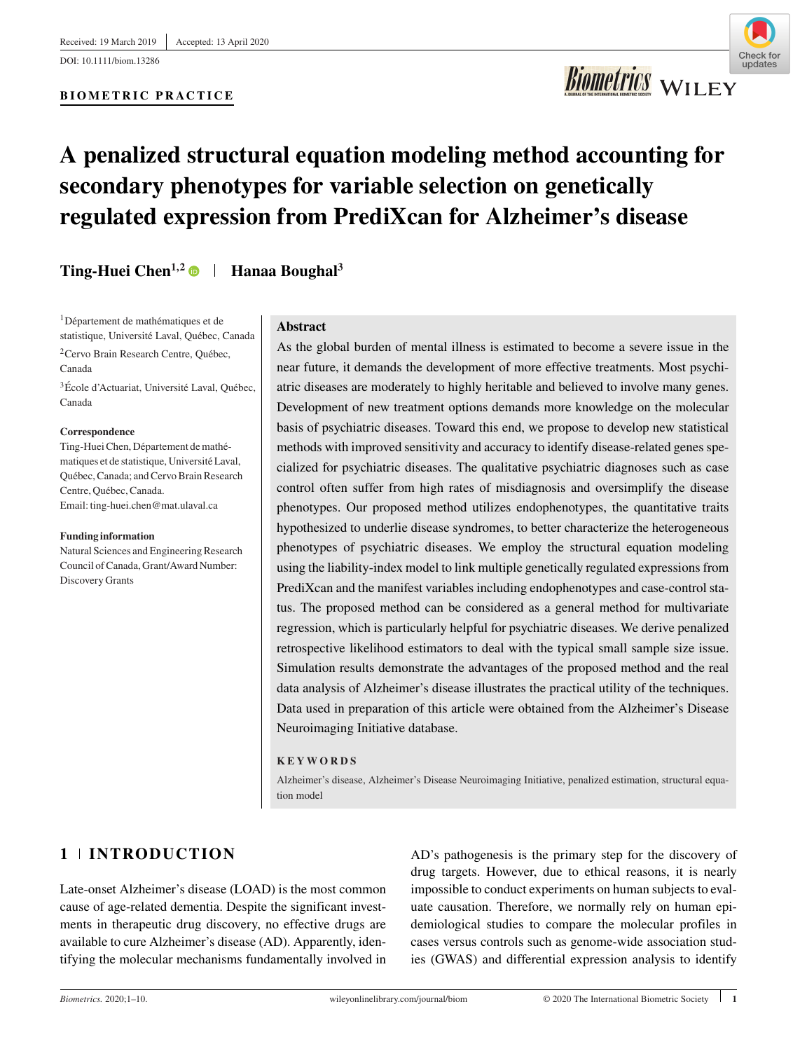Received: 19 March 2019 | Accepted: 13 April 2020

DOI: 10.1111/biom.13286

**BIOMETRIC PRACTICE**

# A penalized structural equation modeling method accounting for secondary phenotypes for variable selection on genetically regulated expression from PrediXcan for Alzheimer's disease

**Ting-Huei Chen**[1,2] | **Hanaa Boughal**[3]

[1]Département de mathématiques et de statistique, Université Laval, Québec, Canada

[2]Cervo Brain Research Centre, Québec, Canada

[3]École d'Actuariat, Université Laval, Québec, Canada

**Correspondence**

Ting-Huei Chen, Département de mathématiques et de statistique, Université Laval, Québec, Canada; and Cervo Brain Research Centre, Québec, Canada.
Email: ting-huei.chen@mat.ulaval.ca

**Funding information**

Natural Sciences and Engineering Research Council of Canada, Grant/Award Number: Discovery Grants

## Abstract

As the global burden of mental illness is estimated to become a severe issue in the near future, it demands the development of more effective treatments. Most psychiatric diseases are moderately to highly heritable and believed to involve many genes. Development of new treatment options demands more knowledge on the molecular basis of psychiatric diseases. Toward this end, we propose to develop new statistical methods with improved sensitivity and accuracy to identify disease-related genes specialized for psychiatric diseases. The qualitative psychiatric diagnoses such as case control often suffer from high rates of misdiagnosis and oversimplify the disease phenotypes. Our proposed method utilizes endophenotypes, the quantitative traits hypothesized to underlie disease syndromes, to better characterize the heterogeneous phenotypes of psychiatric diseases. We employ the structural equation modeling using the liability-index model to link multiple genetically regulated expressions from PrediXcan and the manifest variables including endophenotypes and case-control status. The proposed method can be considered as a general method for multivariate regression, which is particularly helpful for psychiatric diseases. We derive penalized retrospective likelihood estimators to deal with the typical small sample size issue. Simulation results demonstrate the advantages of the proposed method and the real data analysis of Alzheimer's disease illustrates the practical utility of the techniques. Data used in preparation of this article were obtained from the Alzheimer's Disease Neuroimaging Initiative database.

**KEYWORDS**

Alzheimer's disease, Alzheimer's Disease Neuroimaging Initiative, penalized estimation, structural equation model

## 1 | INTRODUCTION

Late-onset Alzheimer's disease (LOAD) is the most common cause of age-related dementia. Despite the significant investments in therapeutic drug discovery, no effective drugs are available to cure Alzheimer's disease (AD). Apparently, identifying the molecular mechanisms fundamentally involved in AD's pathogenesis is the primary step for the discovery of drug targets. However, due to ethical reasons, it is nearly impossible to conduct experiments on human subjects to evaluate causation. Therefore, we normally rely on human epidemiological studies to compare the molecular profiles in cases versus controls such as genome-wide association studies (GWAS) and differential expression analysis to identify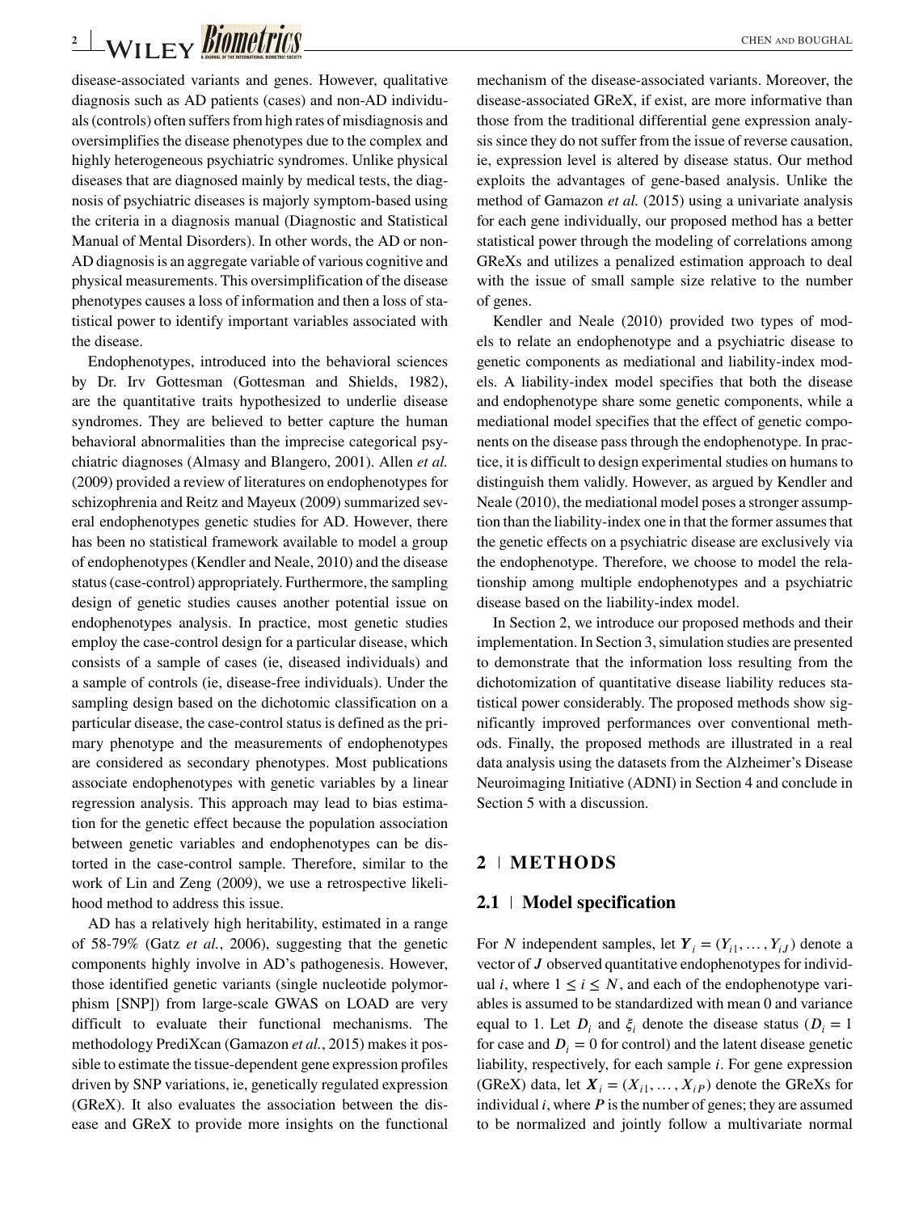disease-associated variants and genes. However, qualitative diagnosis such as AD patients (cases) and non-AD individuals (controls) often suffers from high rates of misdiagnosis and oversimplifies the disease phenotypes due to the complex and highly heterogeneous psychiatric syndromes. Unlike physical diseases that are diagnosed mainly by medical tests, the diagnosis of psychiatric diseases is majorly symptom-based using the criteria in a diagnosis manual (Diagnostic and Statistical Manual of Mental Disorders). In other words, the AD or non-AD diagnosis is an aggregate variable of various cognitive and physical measurements. This oversimplification of the disease phenotypes causes a loss of information and then a loss of statistical power to identify important variables associated with the disease.

Endophenotypes, introduced into the behavioral sciences by Dr. Irv Gottesman (Gottesman and Shields, 1982), are the quantitative traits hypothesized to underlie disease syndromes. They are believed to better capture the human behavioral abnormalities than the imprecise categorical psychiatric diagnoses (Almasy and Blangero, 2001). Allen *et al.* (2009) provided a review of literatures on endophenotypes for schizophrenia and Reitz and Mayeux (2009) summarized several endophenotypes genetic studies for AD. However, there has been no statistical framework available to model a group of endophenotypes (Kendler and Neale, 2010) and the disease status (case-control) appropriately. Furthermore, the sampling design of genetic studies causes another potential issue on endophenotypes analysis. In practice, most genetic studies employ the case-control design for a particular disease, which consists of a sample of cases (ie, diseased individuals) and a sample of controls (ie, disease-free individuals). Under the sampling design based on the dichotomic classification on a particular disease, the case-control status is defined as the primary phenotype and the measurements of endophenotypes are considered as secondary phenotypes. Most publications associate endophenotypes with genetic variables by a linear regression analysis. This approach may lead to bias estimation for the genetic effect because the population association between genetic variables and endophenotypes can be distorted in the case-control sample. Therefore, similar to the work of Lin and Zeng (2009), we use a retrospective likelihood method to address this issue.

AD has a relatively high heritability, estimated in a range of 58-79% (Gatz *et al.*, 2006), suggesting that the genetic components highly involve in AD's pathogenesis. However, those identified genetic variants (single nucleotide polymorphism [SNP]) from large-scale GWAS on LOAD are very difficult to evaluate their functional mechanisms. The methodology PrediXcan (Gamazon *et al.*, 2015) makes it possible to estimate the tissue-dependent gene expression profiles driven by SNP variations, ie, genetically regulated expression (GReX). It also evaluates the association between the disease and GReX to provide more insights on the functional mechanism of the disease-associated variants. Moreover, the disease-associated GReX, if exist, are more informative than those from the traditional differential gene expression analysis since they do not suffer from the issue of reverse causation, ie, expression level is altered by disease status. Our method exploits the advantages of gene-based analysis. Unlike the method of Gamazon *et al.* (2015) using a univariate analysis for each gene individually, our proposed method has a better statistical power through the modeling of correlations among GReXs and utilizes a penalized estimation approach to deal with the issue of small sample size relative to the number of genes.

Kendler and Neale (2010) provided two types of models to relate an endophenotype and a psychiatric disease to genetic components as mediational and liability-index models. A liability-index model specifies that both the disease and endophenotype share some genetic components, while a mediational model specifies that the effect of genetic components on the disease pass through the endophenotype. In practice, it is difficult to design experimental studies on humans to distinguish them validly. However, as argued by Kendler and Neale (2010), the mediational model poses a stronger assumption than the liability-index one in that the former assumes that the genetic effects on a psychiatric disease are exclusively via the endophenotype. Therefore, we choose to model the relationship among multiple endophenotypes and a psychiatric disease based on the liability-index model.

In Section 2, we introduce our proposed methods and their implementation. In Section 3, simulation studies are presented to demonstrate that the information loss resulting from the dichotomization of quantitative disease liability reduces statistical power considerably. The proposed methods show significantly improved performances over conventional methods. Finally, the proposed methods are illustrated in a real data analysis using the datasets from the Alzheimer's Disease Neuroimaging Initiative (ADNI) in Section 4 and conclude in Section 5 with a discussion.

## 2 | METHODS

### 2.1 | Model specification

For $N$ independent samples, let $\boldsymbol{Y}_i = (Y_{i1}, \ldots, Y_{iJ})$ denote a vector of $J$ observed quantitative endophenotypes for individual $i$, where $1 \leq i \leq N$, and each of the endophenotype variables is assumed to be standardized with mean 0 and variance equal to 1. Let $D_i$ and $\xi_i$ denote the disease status ($D_i = 1$ for case and $D_i = 0$ for control) and the latent disease genetic liability, respectively, for each sample $i$. For gene expression (GReX) data, let $\boldsymbol{X}_i = (X_{i1}, \ldots, X_{iP})$ denote the GReXs for individual $i$, where $P$ is the number of genes; they are assumed to be normalized and jointly follow a multivariate normal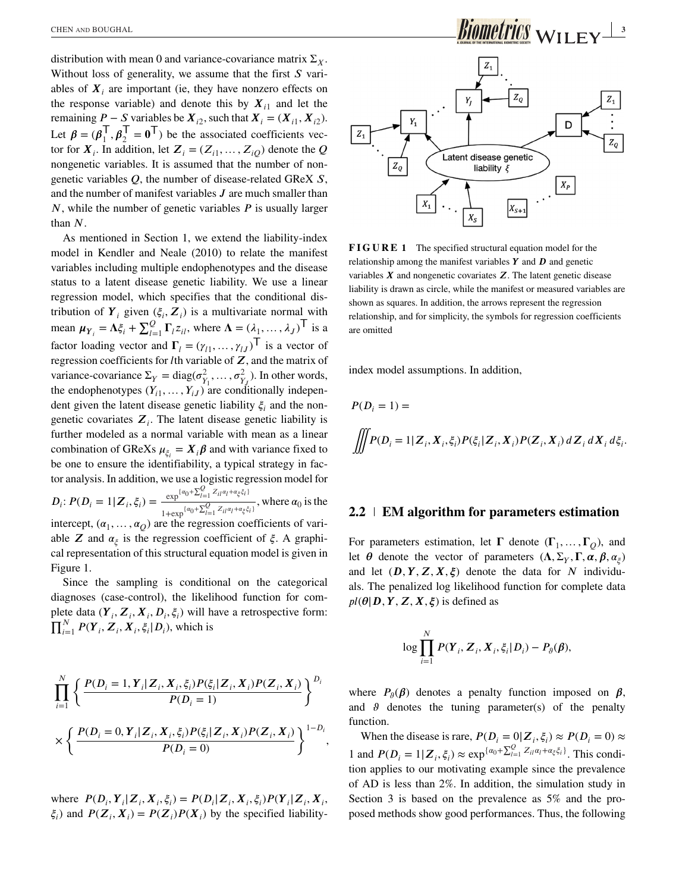distribution with mean 0 and variance-covariance matrix $\Sigma_X$. Without loss of generality, we assume that the first $S$ variables of $\boldsymbol{X}_i$ are important (ie, they have nonzero effects on the response variable) and denote this by $\boldsymbol{X}_{i1}$ and let the remaining $P-S$ variables be $\boldsymbol{X}_{i2}$, such that $\boldsymbol{X}_i = (\boldsymbol{X}_{i1}, \boldsymbol{X}_{i2})$. Let $\boldsymbol{\beta} = (\boldsymbol{\beta}_1^\top, \boldsymbol{\beta}_2^\top = \boldsymbol{0}^\top)$ be the associated coefficients vector for $\boldsymbol{X}_i$. In addition, let $\boldsymbol{Z}_i = (Z_{i1}, \ldots, Z_{iQ})$ denote the $Q$ nongenetic variables. It is assumed that the number of nongenetic variables $Q$, the number of disease-related GReX $S$, and the number of manifest variables $J$ are much smaller than $N$, while the number of genetic variables $P$ is usually larger than $N$.

As mentioned in Section 1, we extend the liability-index model in Kendler and Neale (2010) to relate the manifest variables including multiple endophenotypes and the disease status to a latent disease genetic liability. We use a linear regression model, which specifies that the conditional distribution of $\boldsymbol{Y}_i$ given $(\xi_i, \boldsymbol{Z}_i)$ is a multivariate normal with mean $\boldsymbol{\mu}_{\boldsymbol{Y}_i} = \boldsymbol{\Lambda}\xi_i + \sum_{l=1}^{Q} \boldsymbol{\Gamma}_l z_{il}$, where $\boldsymbol{\Lambda} = (\lambda_1, \ldots, \lambda_J)^\top$ is a factor loading vector and $\boldsymbol{\Gamma}_l = (\gamma_{l1}, \ldots, \gamma_{lJ})^\top$ is a vector of regression coefficients for $l$th variable of $\boldsymbol{Z}$, and the matrix of variance-covariance $\Sigma_Y = \mathrm{diag}(\sigma_{Y_1}^2, \ldots, \sigma_{Y_J}^2)$. In other words, the endophenotypes $(Y_{i1}, \ldots, Y_{iJ})$ are conditionally independent given the latent disease genetic liability $\xi_i$ and the nongenetic covariates $\boldsymbol{Z}_i$. The latent disease genetic liability is further modeled as a normal variable with mean as a linear combination of GReXs $\mu_{\xi_i} = \boldsymbol{X}_i\boldsymbol{\beta}$ and with variance fixed to be one to ensure the identifiability, a typical strategy in factor analysis. In addition, we use a logistic regression model for $D_i$: $P(D_i = 1|\boldsymbol{Z}_i, \xi_i) = \frac{\exp\{\alpha_0 + \sum_{l=1}^{Q} Z_{il}\alpha_l + \alpha_\xi \xi_i\}}{1+\exp\{\alpha_0 + \sum_{l=1}^{Q} Z_{il}\alpha_l + \alpha_\xi \xi_i\}}$, where $\alpha_0$ is the intercept, $(\alpha_1, \ldots, \alpha_Q)$ are the regression coefficients of variable $\boldsymbol{Z}$ and $\alpha_\xi$ is the regression coefficient of $\xi$. A graphical representation of this structural equation model is given in Figure 1.

FIGURE 1 The specified structural equation model for the relationship among the manifest variables $\boldsymbol{Y}$ and $\boldsymbol{D}$ and genetic variables $\boldsymbol{X}$ and nongenetic covariates $\boldsymbol{Z}$. The latent genetic disease liability is drawn as circle, while the manifest or measured variables are shown as squares. In addition, the arrows represent the regression relationship, and for simplicity, the symbols for regression coefficients are omitted

Since the sampling is conditional on the categorical diagnoses (case-control), the likelihood function for complete data $(\boldsymbol{Y}_i, \boldsymbol{Z}_i, \boldsymbol{X}_i, D_i, \xi_i)$ will have a retrospective form: $\prod_{i=1}^{N} P(\boldsymbol{Y}_i, \boldsymbol{Z}_i, \boldsymbol{X}_i, \xi_i | D_i)$, which is

$$
\prod_{i=1}^{N} \left\{ \frac{P(D_i = 1, \boldsymbol{Y}_i|\boldsymbol{Z}_i, \boldsymbol{X}_i, \xi_i)P(\xi_i|\boldsymbol{Z}_i, \boldsymbol{X}_i)P(\boldsymbol{Z}_i, \boldsymbol{X}_i)}{P(D_i = 1)} \right\}^{D_i}
$$

$$
\times \left\{ \frac{P(D_i = 0, \boldsymbol{Y}_i|\boldsymbol{Z}_i, \boldsymbol{X}_i, \xi_i)P(\xi_i|\boldsymbol{Z}_i, \boldsymbol{X}_i)P(\boldsymbol{Z}_i, \boldsymbol{X}_i)}{P(D_i = 0)} \right\}^{1-D_i},
$$

where $P(D_i, \boldsymbol{Y}_i|\boldsymbol{Z}_i, \boldsymbol{X}_i, \xi_i) = P(D_i|\boldsymbol{Z}_i, \boldsymbol{X}_i, \xi_i)P(\boldsymbol{Y}_i|\boldsymbol{Z}_i, \boldsymbol{X}_i, \xi_i)$ and $P(\boldsymbol{Z}_i, \boldsymbol{X}_i) = P(\boldsymbol{Z}_i)P(\boldsymbol{X}_i)$ by the specified liability-index model assumptions. In addition,

$$
P(D_i = 1) =
$$

$$
\iiint P(D_i = 1|\boldsymbol{Z}_i, \boldsymbol{X}_i, \xi_i)P(\xi_i|\boldsymbol{Z}_i, \boldsymbol{X}_i)P(\boldsymbol{Z}_i, \boldsymbol{X}_i)\, d\boldsymbol{Z}_i\, d\boldsymbol{X}_i\, d\xi_i.
$$

## 2.2 | EM algorithm for parameters estimation

For parameters estimation, let $\boldsymbol{\Gamma}$ denote $(\boldsymbol{\Gamma}_1, \ldots, \boldsymbol{\Gamma}_Q)$, and let $\boldsymbol{\theta}$ denote the vector of parameters $(\boldsymbol{\Lambda}, \Sigma_Y, \boldsymbol{\Gamma}, \boldsymbol{\alpha}, \boldsymbol{\beta}, \alpha_\xi)$ and let $(\boldsymbol{D}, \boldsymbol{Y}, \boldsymbol{Z}, \boldsymbol{X}, \boldsymbol{\xi})$ denote the data for $N$ individuals. The penalized log likelihood function for complete data $pl(\boldsymbol{\theta}|\boldsymbol{D}, \boldsymbol{Y}, \boldsymbol{Z}, \boldsymbol{X}, \boldsymbol{\xi})$ is defined as

$$
\log \prod_{i=1}^{N} P(\boldsymbol{Y}_i, \boldsymbol{Z}_i, \boldsymbol{X}_i, \xi_i | D_i) - P_\vartheta(\boldsymbol{\beta}),
$$

where $P_\vartheta(\boldsymbol{\beta})$ denotes a penalty function imposed on $\boldsymbol{\beta}$, and $\vartheta$ denotes the tuning parameter(s) of the penalty function.

When the disease is rare, $P(D_i = 0|\boldsymbol{Z}_i, \xi_i) \approx P(D_i = 0) \approx 1$ and $P(D_i = 1|\boldsymbol{Z}_i, \xi_i) \approx \exp^{\{\alpha_0 + \sum_{l=1}^{Q} Z_{il}\alpha_l + \alpha_\xi \xi_i\}}$. This condition applies to our motivating example since the prevalence of AD is less than 2%. In addition, the simulation study in Section 3 is based on the prevalence as 5% and the proposed methods show good performances. Thus, the following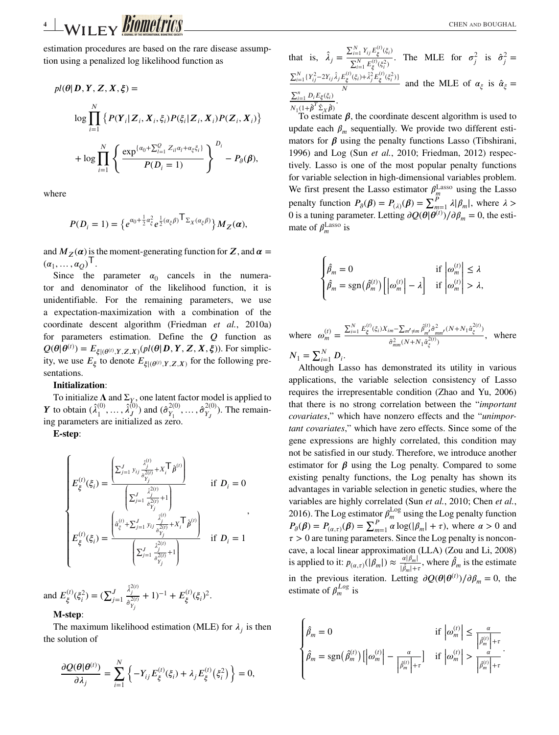estimation procedures are based on the rare disease assumption using a penalized log likelihood function as

$$
\begin{aligned}
pl(\theta|\boldsymbol{D},\boldsymbol{Y},\boldsymbol{Z},\boldsymbol{X},\boldsymbol{\xi}) = \\
\log\prod_{i=1}^{N}\left\{P(\boldsymbol{Y}_i|\boldsymbol{Z}_i,\boldsymbol{X}_i,\xi_i)P(\xi_i|\boldsymbol{Z}_i,\boldsymbol{X}_i)P(\boldsymbol{Z}_i,\boldsymbol{X}_i)\right\} \\
+\log\prod_{i=1}^{N}\left\{\frac{\exp^{\{\alpha_0+\sum_{l=1}^{Q}Z_{il}\alpha_l+\alpha_\xi\xi_i\}}}{P(D_i=1)}\right\}^{D_i} - P_\vartheta(\boldsymbol{\beta}),
\end{aligned}
$$

where

$$
P(D_i=1)=\left\{e^{\alpha_0+\frac{1}{2}\alpha_\xi^2}e^{\frac{1}{2}(\alpha_\xi\beta)^{\top}\Sigma_X(\alpha_\xi\beta)}\right\}M_{\boldsymbol{Z}}(\boldsymbol{\alpha}),
$$

and $M_{\boldsymbol{Z}}(\boldsymbol{\alpha})$ is the moment-generating function for $\boldsymbol{Z}$, and $\boldsymbol{\alpha}=(\alpha_1,\ldots,\alpha_Q)^{\top}$.

Since the parameter $\alpha_0$ cancels in the numerator and denominator of the likelihood function, it is unidentifiable. For the remaining parameters, we use a expectation-maximization with a combination of the coordinate descent algorithm (Friedman *et al.*, 2010a) for parameters estimation. Define the $Q$ function as $Q(\theta|\theta^{(t)})=E_{\xi|(\theta^{(t)},Y,Z,X)}(pl(\theta|\boldsymbol{D},\boldsymbol{Y},\boldsymbol{Z},\boldsymbol{X},\boldsymbol{\xi}))$. For simplicity, we use $E_\xi$ to denote $E_{\xi|(\theta^{(t)},Y,Z,X)}$ for the following presentations.

**Initialization**:

To initialize $\boldsymbol{\Lambda}$ and $\Sigma_Y$, one latent factor model is applied to $\boldsymbol{Y}$ to obtain $(\hat{\lambda}_1^{(0)},\ldots,\hat{\lambda}_J^{(0)})$ and $(\hat{\sigma}_{Y_1}^{2(0)},\ldots,\hat{\sigma}_{Y_J}^{2(0)})$. The remaining parameters are initialized as zero.

**E-step**:

$$
\begin{cases}
E_\xi^{(t)}(\xi_i)=\dfrac{\left(\sum_{j=1}^{J}y_{ij}\frac{\hat{\lambda}_j^{(t)}}{\hat{\sigma}_{Y_j}^{2(t)}}+X_i^{\top}\hat{\beta}^{(t)}\right)}{\left(\sum_{j=1}^{J}\frac{\hat{\lambda}_j^{2(t)}}{\hat{\sigma}_{Y_j}^{2(t)}}+1\right)} & \text{if } D_i=0\\[2ex]
E_\xi^{(t)}(\xi_i)=\dfrac{\left(\hat{\alpha}_\xi^{(t)}+\sum_{j=1}^{J}y_{ij}\frac{\hat{\lambda}_j^{(t)}}{\hat{\sigma}_{Y_j}^{2(t)}}+X_i^{\top}\hat{\beta}^{(t)}\right)}{\left(\sum_{j=1}^{J}\frac{\hat{\lambda}_j^{2(t)}}{\hat{\sigma}_{Y_j}^{2(t)}}+1\right)} & \text{if } D_i=1
\end{cases},
$$

and $E_\xi^{(t)}(\xi_i^2)=(\sum_{j=1}^{J}\frac{\hat{\lambda}_j^{2(t)}}{\hat{\sigma}_{Y_j}^{2(t)}}+1)^{-1}+E_\xi^{(t)}(\xi_i)^2$.

**M-step**:

The maximum likelihood estimation (MLE) for $\lambda_j$ is then the solution of

$$
\frac{\partial Q(\theta|\theta^{(t)})}{\partial\lambda_j}=\sum_{i=1}^{N}\left\{-Y_{ij}E_\xi^{(t)}(\xi_i)+\lambda_jE_\xi^{(t)}\left(\xi_i^2\right)\right\}=0,
$$

that is, $\hat{\lambda}_j=\frac{\sum_{i=1}^{N}Y_{ij}E_\xi^{(t)}(\xi_i)}{\sum_{i=1}^{N}E_\xi^{(t)}(\xi_i^2)}$. The MLE for $\sigma_j^2$ is $\hat{\sigma}_j^2=\frac{\sum_{i=1}^{N}\{Y_{ij}^2-2Y_{ij}\hat{\lambda}_jE_\xi^{(t)}(\xi_i)+\hat{\lambda}_j^2E_\xi^{(t)}(\xi_i^2)\}}{N}$ and the MLE of $\alpha_\xi$ is $\hat{\alpha}_\xi=\frac{\sum_{i=1}^{n}D_iE_\xi(\xi_i)}{N_1(1+\hat{\beta}^{T}\hat{\Sigma}_X\hat{\beta})}$.

To estimate $\boldsymbol{\beta}$, the coordinate descent algorithm is used to update each $\beta_m$ sequentially. We provide two different estimators for $\boldsymbol{\beta}$ using the penalty functions Lasso (Tibshirani, 1996) and Log (Sun *et al.*, 2010; Friedman, 2012) respectively. Lasso is one of the most popular penalty functions for variable selection in high-dimensional variables problem. We first present the Lasso estimator $\beta_m^{\text{Lasso}}$ using the Lasso penalty function $P_\vartheta(\boldsymbol{\beta})=P_{(\lambda)}(\boldsymbol{\beta})=\sum_{m=1}^{P}\lambda|\beta_m|$, where $\lambda>0$ is a tuning parameter. Letting $\partial Q(\theta|\theta^{(t)})/\partial\beta_m=0$, the estimate of $\beta_m^{\text{Lasso}}$ is

$$
\begin{cases}
\hat{\beta}_m=0 & \text{if } \left|\omega_m^{(t)}\right|\le\lambda\\
\hat{\beta}_m=\text{sgn}\left(\hat{\beta}_m^{(t)}\right)\left[\left|\omega_m^{(t)}\right|-\lambda\right] & \text{if } \left|\omega_m^{(t)}\right|>\lambda,
\end{cases}
$$

where $\omega_m^{(t)}=\frac{\sum_{i=1}^{N}E_\xi^{(t)}(\xi_i)X_{im}-\sum_{m'\neq m}\hat{\beta}_{m'}^{(t)}\hat{\sigma}_{mm'}^2(N+N_1\hat{\alpha}_\xi^{2(t)})}{\hat{\sigma}_{mm}^2(N+N_1\hat{\alpha}_\xi^{2(t)})}$, where $N_1=\sum_{i=1}^{N}D_i$.

Although Lasso has demonstrated its utility in various applications, the variable selection consistency of Lasso requires the irrepresentable condition (Zhao and Yu, 2006) that there is no strong correlation between the "*important covariates*," which have nonzero effects and the "*unimportant covariates*," which have zero effects. Since some of the gene expressions are highly correlated, this condition may not be satisfied in our study. Therefore, we introduce another estimator for $\boldsymbol{\beta}$ using the Log penalty. Compared to some existing penalty functions, the Log penalty has shown its advantages in variable selection in genetic studies, where the variables are highly correlated (Sun *et al.*, 2010; Chen *et al.*, 2016). The Log estimator $\beta_m^{\text{Log}}$ using the Log penalty function $P_\vartheta(\boldsymbol{\beta})=P_{(\alpha,\tau)}(\boldsymbol{\beta})=\sum_{m=1}^{P}\alpha\log(|\beta_m|+\tau)$, where $\alpha>0$ and $\tau>0$ are tuning parameters. Since the Log penalty is nonconcave, a local linear approximation (LLA) (Zou and Li, 2008) is applied to it: $p_{(\alpha,\tau)}(|\beta_m|)\approx\frac{\alpha|\beta_m|}{|\hat{\beta}_m|+\tau}$, where $\hat{\beta}_m$ is the estimate in the previous iteration. Letting $\partial Q(\theta|\theta^{(t)})/\partial\beta_m=0$, the estimate of $\beta_m^{Log}$ is

$$
\begin{cases}
\hat{\beta}_m=0 & \text{if } \left|\omega_m^{(t)}\right|\le\frac{\alpha}{\left|\hat{\beta}_m^{(t)}\right|+\tau}\\
\hat{\beta}_m=\text{sgn}\left(\hat{\beta}_m^{(t)}\right)\left[\left|\omega_m^{(t)}\right|-\frac{\alpha}{\left|\hat{\beta}_m^{(t)}\right|+\tau}\right] & \text{if } \left|\omega_m^{(t)}\right|>\frac{\alpha}{\left|\hat{\beta}_m^{(t)}\right|+\tau}
\end{cases}.
$$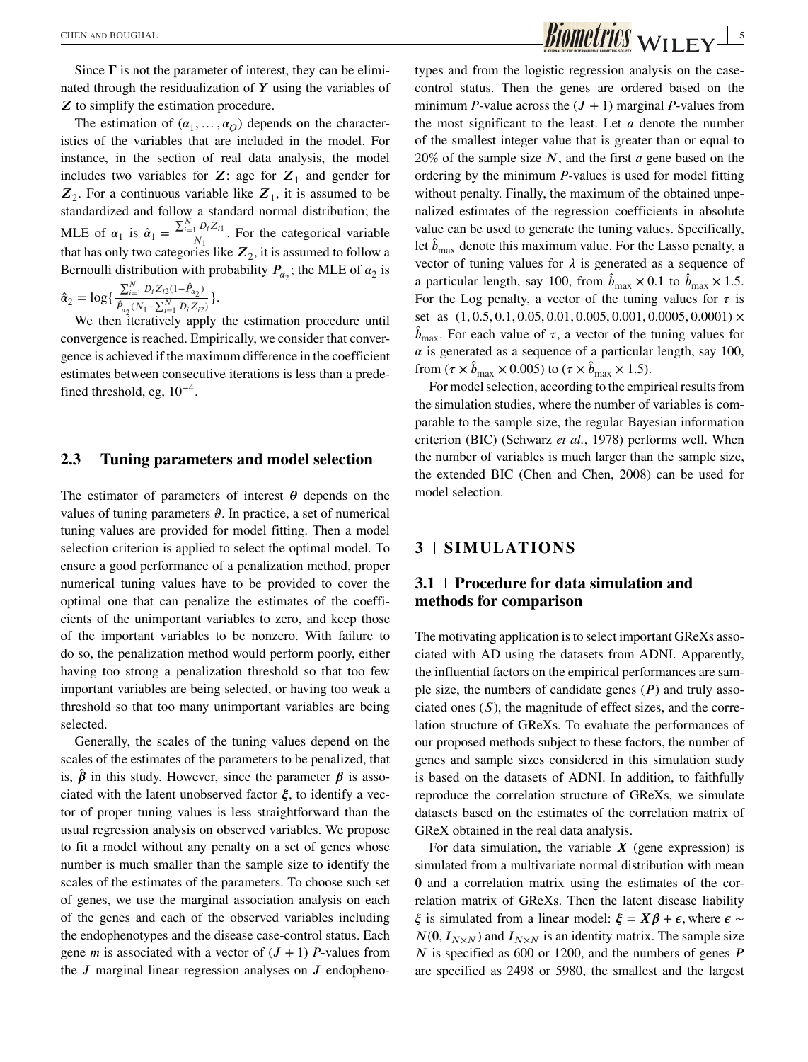Since $\boldsymbol{\Gamma}$ is not the parameter of interest, they can be eliminated through the residualization of $\boldsymbol{Y}$ using the variables of $\boldsymbol{Z}$ to simplify the estimation procedure.

The estimation of $(\alpha_1, \ldots, \alpha_Q)$ depends on the characteristics of the variables that are included in the model. For instance, in the section of real data analysis, the model includes two variables for $\boldsymbol{Z}$: age for $\boldsymbol{Z}_1$ and gender for $\boldsymbol{Z}_2$. For a continuous variable like $\boldsymbol{Z}_1$, it is assumed to be standardized and follow a standard normal distribution; the MLE of $\alpha_1$ is $\hat{\alpha}_1 = \frac{\sum_{i=1}^{N} D_i Z_{i1}}{N_1}$. For the categorical variable that has only two categories like $\boldsymbol{Z}_2$, it is assumed to follow a Bernoulli distribution with probability $P_{\alpha_2}$; the MLE of $\alpha_2$ is $\hat{\alpha}_2 = \log\{\frac{\sum_{i=1}^{N} D_i Z_{i2}(1-\hat{P}_{\alpha_2})}{\hat{P}_{\alpha_2}(N_1 - \sum_{i=1}^{N} D_i Z_{i2})}\}$.

We then iteratively apply the estimation procedure until convergence is reached. Empirically, we consider that convergence is achieved if the maximum difference in the coefficient estimates between consecutive iterations is less than a predefined threshold, eg, $10^{-4}$.

## 2.3 | Tuning parameters and model selection

The estimator of parameters of interest $\boldsymbol{\theta}$ depends on the values of tuning parameters $\vartheta$. In practice, a set of numerical tuning values are provided for model fitting. Then a model selection criterion is applied to select the optimal model. To ensure a good performance of a penalization method, proper numerical tuning values have to be provided to cover the optimal one that can penalize the estimates of the coefficients of the unimportant variables to zero, and keep those of the important variables to be nonzero. With failure to do so, the penalization method would perform poorly, either having too strong a penalization threshold so that too few important variables are being selected, or having too weak a threshold so that too many unimportant variables are being selected.

Generally, the scales of the tuning values depend on the scales of the estimates of the parameters to be penalized, that is, $\hat{\boldsymbol{\beta}}$ in this study. However, since the parameter $\boldsymbol{\beta}$ is associated with the latent unobserved factor $\boldsymbol{\xi}$, to identify a vector of proper tuning values is less straightforward than the usual regression analysis on observed variables. We propose to fit a model without any penalty on a set of genes whose number is much smaller than the sample size to identify the scales of the estimates of the parameters. To choose such set of genes, we use the marginal association analysis on each of the genes and each of the observed variables including the endophenotypes and the disease case-control status. Each gene $m$ is associated with a vector of $(J+1)$ $P$-values from the $J$ marginal linear regression analyses on $J$ endophenotypes and from the logistic regression analysis on the case-control status. Then the genes are ordered based on the minimum $P$-value across the $(J+1)$ marginal $P$-values from the most significant to the least. Let $a$ denote the number of the smallest integer value that is greater than or equal to 20% of the sample size $N$, and the first $a$ gene based on the ordering by the minimum $P$-values is used for model fitting without penalty. Finally, the maximum of the obtained unpenalized estimates of the regression coefficients in absolute value can be used to generate the tuning values. Specifically, let $\hat{b}_{\max}$ denote this maximum value. For the Lasso penalty, a vector of tuning values for $\lambda$ is generated as a sequence of a particular length, say 100, from $\hat{b}_{\max} \times 0.1$ to $\hat{b}_{\max} \times 1.5$. For the Log penalty, a vector of the tuning values for $\tau$ is set as $(1, 0.5, 0.1, 0.05, 0.01, 0.005, 0.001, 0.0005, 0.0001) \times \hat{b}_{\max}$. For each value of $\tau$, a vector of the tuning values for $\alpha$ is generated as a sequence of a particular length, say 100, from $(\tau \times \hat{b}_{\max} \times 0.005)$ to $(\tau \times \hat{b}_{\max} \times 1.5)$.

For model selection, according to the empirical results from the simulation studies, where the number of variables is comparable to the sample size, the regular Bayesian information criterion (BIC) (Schwarz *et al.*, 1978) performs well. When the number of variables is much larger than the sample size, the extended BIC (Chen and Chen, 2008) can be used for model selection.

# 3 | SIMULATIONS

## 3.1 | Procedure for data simulation and methods for comparison

The motivating application is to select important GReXs associated with AD using the datasets from ADNI. Apparently, the influential factors on the empirical performances are sample size, the numbers of candidate genes ($P$) and truly associated ones ($S$), the magnitude of effect sizes, and the correlation structure of GReXs. To evaluate the performances of our proposed methods subject to these factors, the number of genes and sample sizes considered in this simulation study is based on the datasets of ADNI. In addition, to faithfully reproduce the correlation structure of GReXs, we simulate datasets based on the estimates of the correlation matrix of GReX obtained in the real data analysis.

For data simulation, the variable $\boldsymbol{X}$ (gene expression) is simulated from a multivariate normal distribution with mean $\boldsymbol{0}$ and a correlation matrix using the estimates of the correlation matrix of GReXs. Then the latent disease liability $\xi$ is simulated from a linear model: $\boldsymbol{\xi} = \boldsymbol{X}\boldsymbol{\beta} + \boldsymbol{\epsilon}$, where $\boldsymbol{\epsilon} \sim N(\boldsymbol{0}, \boldsymbol{I}_{N\times N})$ and $\boldsymbol{I}_{N\times N}$ is an identity matrix. The sample size $N$ is specified as 600 or 1200, and the numbers of genes $P$ are specified as 2498 or 5980, the smallest and the largest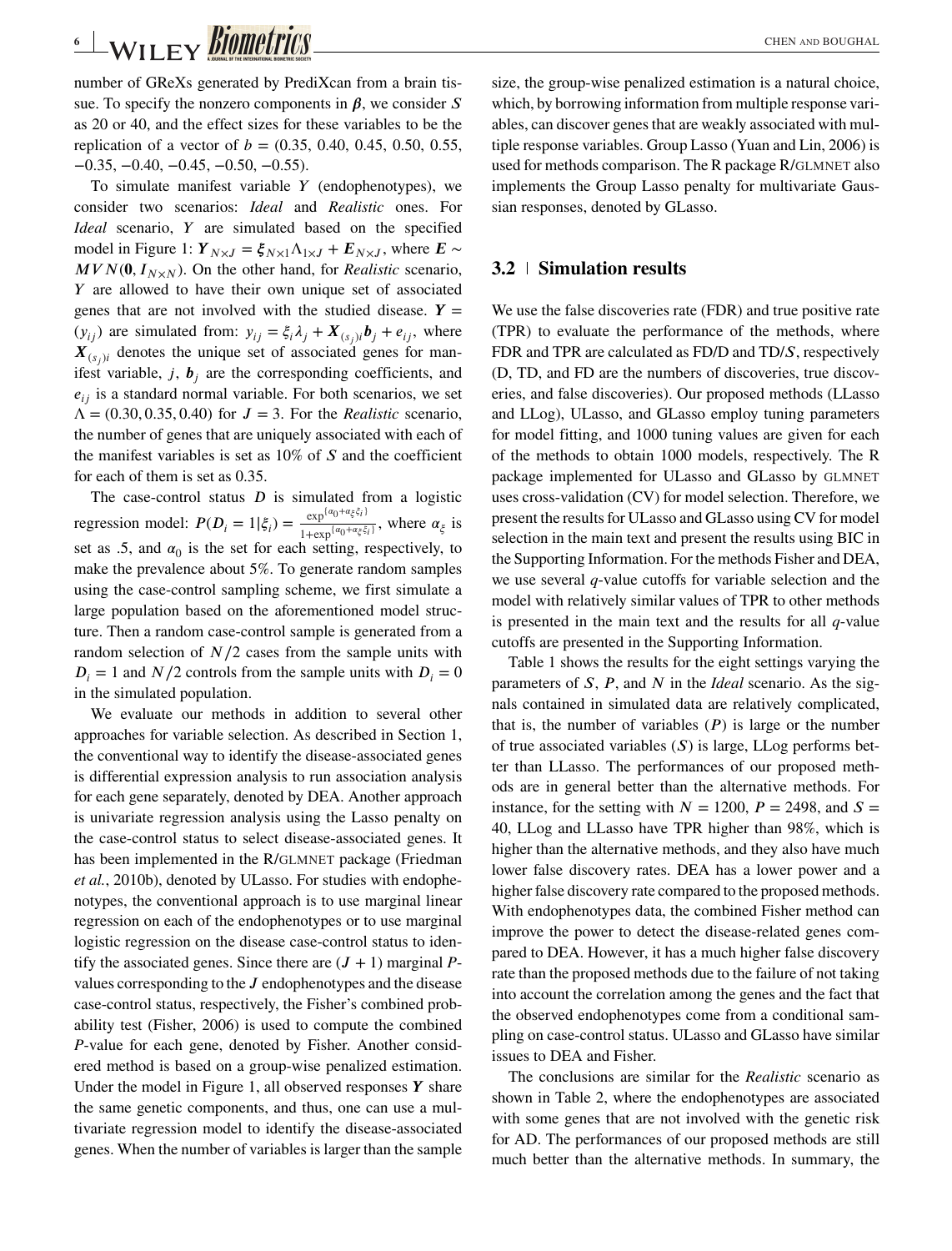number of GReXs generated by PrediXcan from a brain tissue. To specify the nonzero components in $\boldsymbol{\beta}$, we consider $S$ as 20 or 40, and the effect sizes for these variables to be the replication of a vector of $b = (0.35, 0.40, 0.45, 0.50, 0.55, -0.35, -0.40, -0.45, -0.50, -0.55)$.

To simulate manifest variable $Y$ (endophenotypes), we consider two scenarios: *Ideal* and *Realistic* ones. For *Ideal* scenario, $Y$ are simulated based on the specified model in Figure 1: $\boldsymbol{Y}_{N\times J} = \boldsymbol{\xi}_{N\times 1}\Lambda_{1\times J} + \boldsymbol{E}_{N\times J}$, where $\boldsymbol{E} \sim MVN(\boldsymbol{0}, \boldsymbol{I}_{N\times N})$. On the other hand, for *Realistic* scenario, $Y$ are allowed to have their own unique set of associated genes that are not involved with the studied disease. $\boldsymbol{Y} = (y_{ij})$ are simulated from: $y_{ij} = \xi_i\lambda_j + \boldsymbol{X}_{(s_j)i}\boldsymbol{b}_j + e_{ij}$, where $\boldsymbol{X}_{(s_j)i}$ denotes the unique set of associated genes for manifest variable, $j$, $\boldsymbol{b}_j$ are the corresponding coefficients, and $e_{ij}$ is a standard normal variable. For both scenarios, we set $\Lambda = (0.30, 0.35, 0.40)$ for $J = 3$. For the *Realistic* scenario, the number of genes that are uniquely associated with each of the manifest variables is set as 10% of $S$ and the coefficient for each of them is set as 0.35.

The case-control status $D$ is simulated from a logistic regression model: $P(D_i = 1|\xi_i) = \frac{\exp^{\{\alpha_0+\alpha_\xi\xi_i\}}}{1+\exp^{\{\alpha_0+\alpha_\xi\xi_i\}}}$, where $\alpha_\xi$ is set as .5, and $\alpha_0$ is the set for each setting, respectively, to make the prevalence about 5%. To generate random samples using the case-control sampling scheme, we first simulate a large population based on the aforementioned model structure. Then a random case-control sample is generated from a random selection of $N/2$ cases from the sample units with $D_i = 1$ and $N/2$ controls from the sample units with $D_i = 0$ in the simulated population.

We evaluate our methods in addition to several other approaches for variable selection. As described in Section 1, the conventional way to identify the disease-associated genes is differential expression analysis to run association analysis for each gene separately, denoted by DEA. Another approach is univariate regression analysis using the Lasso penalty on the case-control status to select disease-associated genes. It has been implemented in the R/GLMNET package (Friedman *et al.*, 2010b), denoted by ULasso. For studies with endophenotypes, the conventional approach is to use marginal linear regression on each of the endophenotypes or to use marginal logistic regression on the disease case-control status to identify the associated genes. Since there are $(J + 1)$ marginal $P$-values corresponding to the $J$ endophenotypes and the disease case-control status, respectively, the Fisher's combined probability test (Fisher, 2006) is used to compute the combined $P$-value for each gene, denoted by Fisher. Another considered method is based on a group-wise penalized estimation. Under the model in Figure 1, all observed responses $\boldsymbol{Y}$ share the same genetic components, and thus, one can use a multivariate regression model to identify the disease-associated genes. When the number of variables is larger than the sample size, the group-wise penalized estimation is a natural choice, which, by borrowing information from multiple response variables, can discover genes that are weakly associated with multiple response variables. Group Lasso (Yuan and Lin, 2006) is used for methods comparison. The R package R/GLMNET also implements the Group Lasso penalty for multivariate Gaussian responses, denoted by GLasso.

## 3.2 | Simulation results

We use the false discoveries rate (FDR) and true positive rate (TPR) to evaluate the performance of the methods, where FDR and TPR are calculated as FD/D and TD/$S$, respectively (D, TD, and FD are the numbers of discoveries, true discoveries, and false discoveries). Our proposed methods (LLasso and LLog), ULasso, and GLasso employ tuning parameters for model fitting, and 1000 tuning values are given for each of the methods to obtain 1000 models, respectively. The R package implemented for ULasso and GLasso by GLMNET uses cross-validation (CV) for model selection. Therefore, we present the results for ULasso and GLasso using CV for model selection in the main text and present the results using BIC in the Supporting Information. For the methods Fisher and DEA, we use several $q$-value cutoffs for variable selection and the model with relatively similar values of TPR to other methods is presented in the main text and the results for all $q$-value cutoffs are presented in the Supporting Information.

Table 1 shows the results for the eight settings varying the parameters of $S$, $P$, and $N$ in the *Ideal* scenario. As the signals contained in simulated data are relatively complicated, that is, the number of variables ($P$) is large or the number of true associated variables ($S$) is large, LLog performs better than LLasso. The performances of our proposed methods are in general better than the alternative methods. For instance, for the setting with $N = 1200$, $P = 2498$, and $S = 40$, LLog and LLasso have TPR higher than 98%, which is higher than the alternative methods, and they also have much lower false discovery rates. DEA has a lower power and a higher false discovery rate compared to the proposed methods. With endophenotypes data, the combined Fisher method can improve the power to detect the disease-related genes compared to DEA. However, it has a much higher false discovery rate than the proposed methods due to the failure of not taking into account the correlation among the genes and the fact that the observed endophenotypes come from a conditional sampling on case-control status. ULasso and GLasso have similar issues to DEA and Fisher.

The conclusions are similar for the *Realistic* scenario as shown in Table 2, where the endophenotypes are associated with some genes that are not involved with the genetic risk for AD. The performances of our proposed methods are still much better than the alternative methods. In summary, the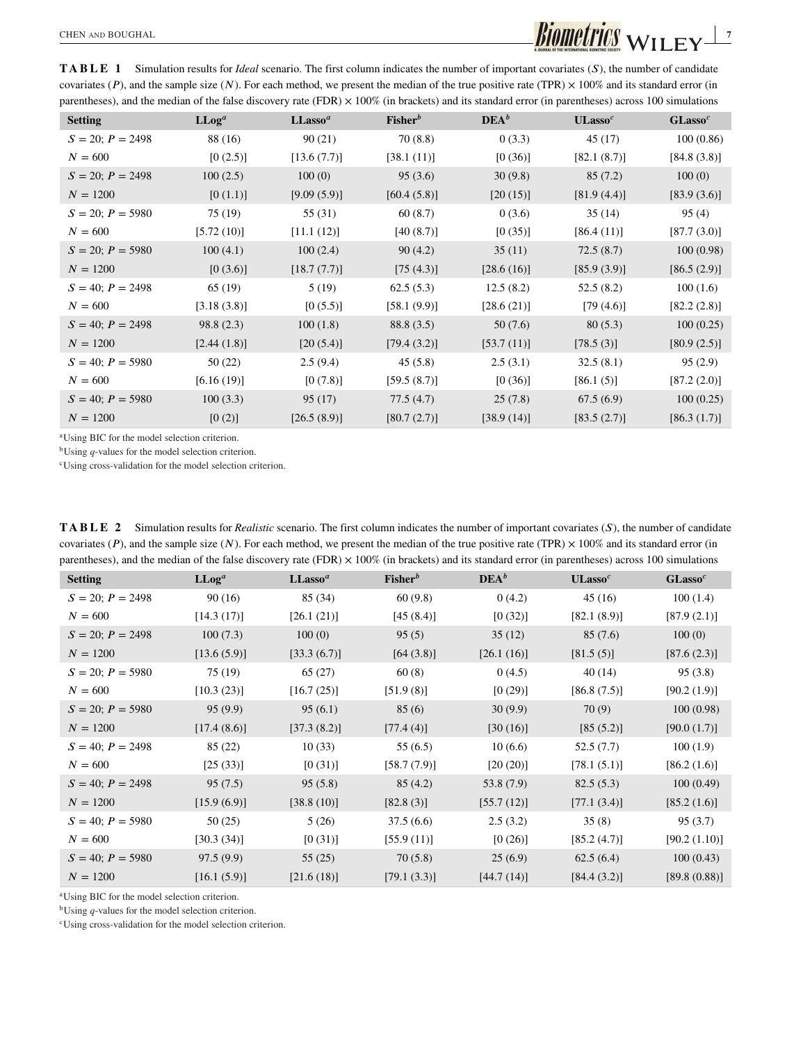**TABLE 1** Simulation results for *Ideal* scenario. The first column indicates the number of important covariates ($S$), the number of candidate covariates ($P$), and the sample size ($N$). For each method, we present the median of the true positive rate (TPR) × 100% and its standard error (in parentheses), and the median of the false discovery rate (FDR) × 100% (in brackets) and its standard error (in parentheses) across 100 simulations

| Setting | LLog[a] | LLasso[a] | Fisher[b] | DEA[b] | ULasso[c] | GLasso[c] |
|---|---|---|---|---|---|---|
| $S = 20$; $P = 2498$ | 88 (16) | 90 (21) | 70 (8.8) | 0 (3.3) | 45 (17) | 100 (0.86) |
| $N = 600$ | [0 (2.5)] | [13.6 (7.7)] | [38.1 (11)] | [0 (36)] | [82.1 (8.7)] | [84.8 (3.8)] |
| $S = 20$; $P = 2498$ | 100 (2.5) | 100 (0) | 95 (3.6) | 30 (9.8) | 85 (7.2) | 100 (0) |
| $N = 1200$ | [0 (1.1)] | [9.09 (5.9)] | [60.4 (5.8)] | [20 (15)] | [81.9 (4.4)] | [83.9 (3.6)] |
| $S = 20$; $P = 5980$ | 75 (19) | 55 (31) | 60 (8.7) | 0 (3.6) | 35 (14) | 95 (4) |
| $N = 600$ | [5.72 (10)] | [11.1 (12)] | [40 (8.7)] | [0 (35)] | [86.4 (11)] | [87.7 (3.0)] |
| $S = 20$; $P = 5980$ | 100 (4.1) | 100 (2.4) | 90 (4.2) | 35 (11) | 72.5 (8.7) | 100 (0.98) |
| $N = 1200$ | [0 (3.6)] | [18.7 (7.7)] | [75 (4.3)] | [28.6 (16)] | [85.9 (3.9)] | [86.5 (2.9)] |
| $S = 40$; $P = 2498$ | 65 (19) | 5 (19) | 62.5 (5.3) | 12.5 (8.2) | 52.5 (8.2) | 100 (1.6) |
| $N = 600$ | [3.18 (3.8)] | [0 (5.5)] | [58.1 (9.9)] | [28.6 (21)] | [79 (4.6)] | [82.2 (2.8)] |
| $S = 40$; $P = 2498$ | 98.8 (2.3) | 100 (1.8) | 88.8 (3.5) | 50 (7.6) | 80 (5.3) | 100 (0.25) |
| $N = 1200$ | [2.44 (1.8)] | [20 (5.4)] | [79.4 (3.2)] | [53.7 (11)] | [78.5 (3)] | [80.9 (2.5)] |
| $S = 40$; $P = 5980$ | 50 (22) | 2.5 (9.4) | 45 (5.8) | 2.5 (3.1) | 32.5 (8.1) | 95 (2.9) |
| $N = 600$ | [6.16 (19)] | [0 (7.8)] | [59.5 (8.7)] | [0 (36)] | [86.1 (5)] | [87.2 (2.0)] |
| $S = 40$; $P = 5980$ | 100 (3.3) | 95 (17) | 77.5 (4.7) | 25 (7.8) | 67.5 (6.9) | 100 (0.25) |
| $N = 1200$ | [0 (2)] | [26.5 (8.9)] | [80.7 (2.7)] | [38.9 (14)] | [83.5 (2.7)] | [86.3 (1.7)] |

[a]Using BIC for the model selection criterion.
[b]Using $q$-values for the model selection criterion.
[c]Using cross-validation for the model selection criterion.

**TABLE 2** Simulation results for *Realistic* scenario. The first column indicates the number of important covariates ($S$), the number of candidate covariates ($P$), and the sample size ($N$). For each method, we present the median of the true positive rate (TPR) × 100% and its standard error (in parentheses), and the median of the false discovery rate (FDR) × 100% (in brackets) and its standard error (in parentheses) across 100 simulations

| Setting | LLog[a] | LLasso[a] | Fisher[b] | DEA[b] | ULasso[c] | GLasso[c] |
|---|---|---|---|---|---|---|
| $S = 20$; $P = 2498$ | 90 (16) | 85 (34) | 60 (9.8) | 0 (4.2) | 45 (16) | 100 (1.4) |
| $N = 600$ | [14.3 (17)] | [26.1 (21)] | [45 (8.4)] | [0 (32)] | [82.1 (8.9)] | [87.9 (2.1)] |
| $S = 20$; $P = 2498$ | 100 (7.3) | 100 (0) | 95 (5) | 35 (12) | 85 (7.6) | 100 (0) |
| $N = 1200$ | [13.6 (5.9)] | [33.3 (6.7)] | [64 (3.8)] | [26.1 (16)] | [81.5 (5)] | [87.6 (2.3)] |
| $S = 20$; $P = 5980$ | 75 (19) | 65 (27) | 60 (8) | 0 (4.5) | 40 (14) | 95 (3.8) |
| $N = 600$ | [10.3 (23)] | [16.7 (25)] | [51.9 (8)] | [0 (29)] | [86.8 (7.5)] | [90.2 (1.9)] |
| $S = 20$; $P = 5980$ | 95 (9.9) | 95 (6.1) | 85 (6) | 30 (9.9) | 70 (9) | 100 (0.98) |
| $N = 1200$ | [17.4 (8.6)] | [37.3 (8.2)] | [77.4 (4)] | [30 (16)] | [85 (5.2)] | [90.0 (1.7)] |
| $S = 40$; $P = 2498$ | 85 (22) | 10 (33) | 55 (6.5) | 10 (6.6) | 52.5 (7.7) | 100 (1.9) |
| $N = 600$ | [25 (33)] | [0 (31)] | [58.7 (7.9)] | [20 (20)] | [78.1 (5.1)] | [86.2 (1.6)] |
| $S = 40$; $P = 2498$ | 95 (7.5) | 95 (5.8) | 85 (4.2) | 53.8 (7.9) | 82.5 (5.3) | 100 (0.49) |
| $N = 1200$ | [15.9 (6.9)] | [38.8 (10)] | [82.8 (3)] | [55.7 (12)] | [77.1 (3.4)] | [85.2 (1.6)] |
| $S = 40$; $P = 5980$ | 50 (25) | 5 (26) | 37.5 (6.6) | 2.5 (3.2) | 35 (8) | 95 (3.7) |
| $N = 600$ | [30.3 (34)] | [0 (31)] | [55.9 (11)] | [0 (26)] | [85.2 (4.7)] | [90.2 (1.10)] |
| $S = 40$; $P = 5980$ | 97.5 (9.9) | 55 (25) | 70 (5.8) | 25 (6.9) | 62.5 (6.4) | 100 (0.43) |
| $N = 1200$ | [16.1 (5.9)] | [21.6 (18)] | [79.1 (3.3)] | [44.7 (14)] | [84.4 (3.2)] | [89.8 (0.88)] |

[a]Using BIC for the model selection criterion.
[b]Using $q$-values for the model selection criterion.
[c]Using cross-validation for the model selection criterion.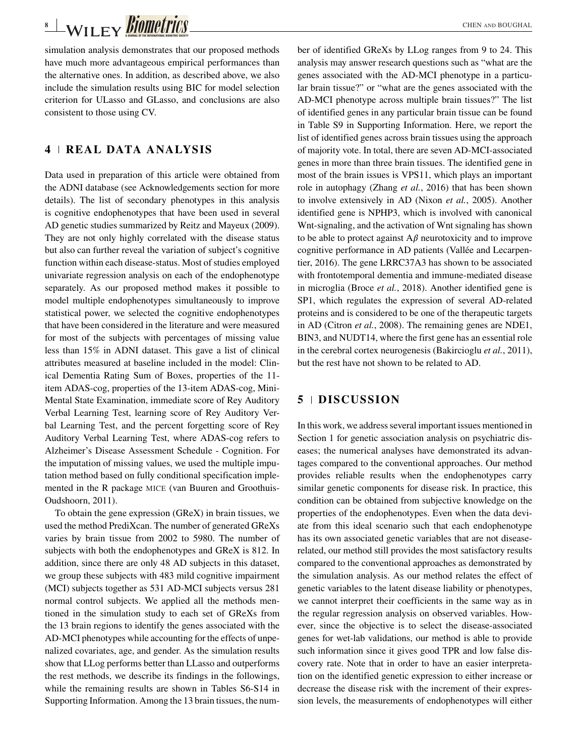simulation analysis demonstrates that our proposed methods have much more advantageous empirical performances than the alternative ones. In addition, as described above, we also include the simulation results using BIC for model selection criterion for ULasso and GLasso, and conclusions are also consistent to those using CV.

## 4 | REAL DATA ANALYSIS

Data used in preparation of this article were obtained from the ADNI database (see Acknowledgements section for more details). The list of secondary phenotypes in this analysis is cognitive endophenotypes that have been used in several AD genetic studies summarized by Reitz and Mayeux (2009). They are not only highly correlated with the disease status but also can further reveal the variation of subject's cognitive function within each disease-status. Most of studies employed univariate regression analysis on each of the endophenotype separately. As our proposed method makes it possible to model multiple endophenotypes simultaneously to improve statistical power, we selected the cognitive endophenotypes that have been considered in the literature and were measured for most of the subjects with percentages of missing value less than 15% in ADNI dataset. This gave a list of clinical attributes measured at baseline included in the model: Clinical Dementia Rating Sum of Boxes, properties of the 11-item ADAS-cog, properties of the 13-item ADAS-cog, Mini-Mental State Examination, immediate score of Rey Auditory Verbal Learning Test, learning score of Rey Auditory Verbal Learning Test, and the percent forgetting score of Rey Auditory Verbal Learning Test, where ADAS-cog refers to Alzheimer's Disease Assessment Schedule - Cognition. For the imputation of missing values, we used the multiple imputation method based on fully conditional specification implemented in the R package MICE (van Buuren and Groothuis-Oudshoorn, 2011).

To obtain the gene expression (GReX) in brain tissues, we used the method PrediXcan. The number of generated GReXs varies by brain tissue from 2002 to 5980. The number of subjects with both the endophenotypes and GReX is 812. In addition, since there are only 48 AD subjects in this dataset, we group these subjects with 483 mild cognitive impairment (MCI) subjects together as 531 AD-MCI subjects versus 281 normal control subjects. We applied all the methods mentioned in the simulation study to each set of GReXs from the 13 brain regions to identify the genes associated with the AD-MCI phenotypes while accounting for the effects of unpenalized covariates, age, and gender. As the simulation results show that LLog performs better than LLasso and outperforms the rest methods, we describe its findings in the followings, while the remaining results are shown in Tables S6-S14 in Supporting Information. Among the 13 brain tissues, the number of identified GReXs by LLog ranges from 9 to 24. This analysis may answer research questions such as "what are the genes associated with the AD-MCI phenotype in a particular brain tissue?" or "what are the genes associated with the AD-MCI phenotype across multiple brain tissues?" The list of identified genes in any particular brain tissue can be found in Table S9 in Supporting Information. Here, we report the list of identified genes across brain tissues using the approach of majority vote. In total, there are seven AD-MCI-associated genes in more than three brain tissues. The identified gene in most of the brain issues is VPS11, which plays an important role in autophagy (Zhang *et al.*, 2016) that has been shown to involve extensively in AD (Nixon *et al.*, 2005). Another identified gene is NPHP3, which is involved with canonical Wnt-signaling, and the activation of Wnt signaling has shown to be able to protect against A$\beta$ neurotoxicity and to improve cognitive performance in AD patients (Vallée and Lecarpentier, 2016). The gene LRRC37A3 has shown to be associated with frontotemporal dementia and immune-mediated disease in microglia (Broce *et al.*, 2018). Another identified gene is SP1, which regulates the expression of several AD-related proteins and is considered to be one of the therapeutic targets in AD (Citron *et al.*, 2008). The remaining genes are NDE1, BIN3, and NUDT14, where the first gene has an essential role in the cerebral cortex neurogenesis (Bakircioglu *et al.*, 2011), but the rest have not shown to be related to AD.

## 5 | DISCUSSION

In this work, we address several important issues mentioned in Section 1 for genetic association analysis on psychiatric diseases; the numerical analyses have demonstrated its advantages compared to the conventional approaches. Our method provides reliable results when the endophenotypes carry similar genetic components for disease risk. In practice, this condition can be obtained from subjective knowledge on the properties of the endophenotypes. Even when the data deviate from this ideal scenario such that each endophenotype has its own associated genetic variables that are not disease-related, our method still provides the most satisfactory results compared to the conventional approaches as demonstrated by the simulation analysis. As our method relates the effect of genetic variables to the latent disease liability or phenotypes, we cannot interpret their coefficients in the same way as in the regular regression analysis on observed variables. However, since the objective is to select the disease-associated genes for wet-lab validations, our method is able to provide such information since it gives good TPR and low false discovery rate. Note that in order to have an easier interpretation on the identified genetic expression to either increase or decrease the disease risk with the increment of their expression levels, the measurements of endophenotypes will either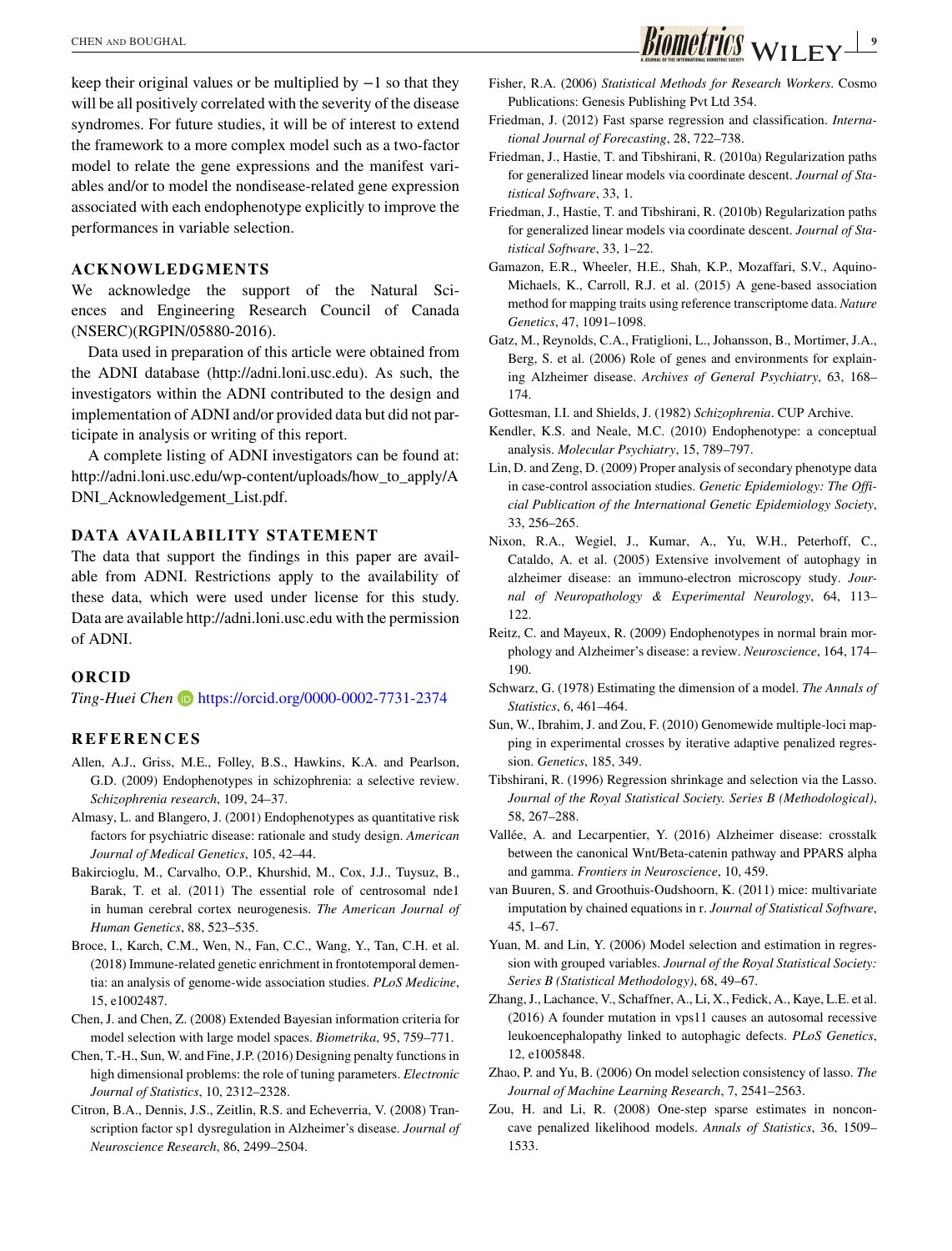keep their original values or be multiplied by $-1$ so that they will be all positively correlated with the severity of the disease syndromes. For future studies, it will be of interest to extend the framework to a more complex model such as a two-factor model to relate the gene expressions and the manifest variables and/or to model the nondisease-related gene expression associated with each endophenotype explicitly to improve the performances in variable selection.

## ACKNOWLEDGMENTS

We acknowledge the support of the Natural Sciences and Engineering Research Council of Canada (NSERC)(RGPIN/05880-2016).

Data used in preparation of this article were obtained from the ADNI database (http://adni.loni.usc.edu). As such, the investigators within the ADNI contributed to the design and implementation of ADNI and/or provided data but did not participate in analysis or writing of this report.

A complete listing of ADNI investigators can be found at: http://adni.loni.usc.edu/wp-content/uploads/how_to_apply/ADNI_Acknowledgement_List.pdf.

## DATA AVAILABILITY STATEMENT

The data that support the findings in this paper are available from ADNI. Restrictions apply to the availability of these data, which were used under license for this study. Data are available http://adni.loni.usc.edu with the permission of ADNI.

## ORCID

*Ting-Huei Chen* https://orcid.org/0000-0002-7731-2374

## REFERENCES

Allen, A.J., Griss, M.E., Folley, B.S., Hawkins, K.A. and Pearlson, G.D. (2009) Endophenotypes in schizophrenia: a selective review. *Schizophrenia research*, 109, 24–37.

Almasy, L. and Blangero, J. (2001) Endophenotypes as quantitative risk factors for psychiatric disease: rationale and study design. *American Journal of Medical Genetics*, 105, 42–44.

Bakircioglu, M., Carvalho, O.P., Khurshid, M., Cox, J.J., Tuysuz, B., Barak, T. et al. (2011) The essential role of centrosomal nde1 in human cerebral cortex neurogenesis. *The American Journal of Human Genetics*, 88, 523–535.

Broce, I., Karch, C.M., Wen, N., Fan, C.C., Wang, Y., Tan, C.H. et al. (2018) Immune-related genetic enrichment in frontotemporal dementia: an analysis of genome-wide association studies. *PLoS Medicine*, 15, e1002487.

Chen, J. and Chen, Z. (2008) Extended Bayesian information criteria for model selection with large model spaces. *Biometrika*, 95, 759–771.

Chen, T.-H., Sun, W. and Fine, J.P. (2016) Designing penalty functions in high dimensional problems: the role of tuning parameters. *Electronic Journal of Statistics*, 10, 2312–2328.

Citron, B.A., Dennis, J.S., Zeitlin, R.S. and Echeverria, V. (2008) Transcription factor sp1 dysregulation in Alzheimer's disease. *Journal of Neuroscience Research*, 86, 2499–2504.

Fisher, R.A. (2006) *Statistical Methods for Research Workers*. Cosmo Publications: Genesis Publishing Pvt Ltd 354.

Friedman, J. (2012) Fast sparse regression and classification. *International Journal of Forecasting*, 28, 722–738.

Friedman, J., Hastie, T. and Tibshirani, R. (2010a) Regularization paths for generalized linear models via coordinate descent. *Journal of Statistical Software*, 33, 1.

Friedman, J., Hastie, T. and Tibshirani, R. (2010b) Regularization paths for generalized linear models via coordinate descent. *Journal of Statistical Software*, 33, 1–22.

Gamazon, E.R., Wheeler, H.E., Shah, K.P., Mozaffari, S.V., Aquino-Michaels, K., Carroll, R.J. et al. (2015) A gene-based association method for mapping traits using reference transcriptome data. *Nature Genetics*, 47, 1091–1098.

Gatz, M., Reynolds, C.A., Fratiglioni, L., Johansson, B., Mortimer, J.A., Berg, S. et al. (2006) Role of genes and environments for explaining Alzheimer disease. *Archives of General Psychiatry*, 63, 168–174.

Gottesman, I.I. and Shields, J. (1982) *Schizophrenia*. CUP Archive.

Kendler, K.S. and Neale, M.C. (2010) Endophenotype: a conceptual analysis. *Molecular Psychiatry*, 15, 789–797.

Lin, D. and Zeng, D. (2009) Proper analysis of secondary phenotype data in case-control association studies. *Genetic Epidemiology: The Official Publication of the International Genetic Epidemiology Society*, 33, 256–265.

Nixon, R.A., Wegiel, J., Kumar, A., Yu, W.H., Peterhoff, C., Cataldo, A. et al. (2005) Extensive involvement of autophagy in alzheimer disease: an immuno-electron microscopy study. *Journal of Neuropathology & Experimental Neurology*, 64, 113–122.

Reitz, C. and Mayeux, R. (2009) Endophenotypes in normal brain morphology and Alzheimer's disease: a review. *Neuroscience*, 164, 174–190.

Schwarz, G. (1978) Estimating the dimension of a model. *The Annals of Statistics*, 6, 461–464.

Sun, W., Ibrahim, J. and Zou, F. (2010) Genomewide multiple-loci mapping in experimental crosses by iterative adaptive penalized regression. *Genetics*, 185, 349.

Tibshirani, R. (1996) Regression shrinkage and selection via the Lasso. *Journal of the Royal Statistical Society. Series B (Methodological)*, 58, 267–288.

Vallée, A. and Lecarpentier, Y. (2016) Alzheimer disease: crosstalk between the canonical Wnt/Beta-catenin pathway and PPARS alpha and gamma. *Frontiers in Neuroscience*, 10, 459.

van Buuren, S. and Groothuis-Oudshoorn, K. (2011) mice: multivariate imputation by chained equations in r. *Journal of Statistical Software*, 45, 1–67.

Yuan, M. and Lin, Y. (2006) Model selection and estimation in regression with grouped variables. *Journal of the Royal Statistical Society: Series B (Statistical Methodology)*, 68, 49–67.

Zhang, J., Lachance, V., Schaffner, A., Li, X., Fedick, A., Kaye, L.E. et al. (2016) A founder mutation in vps11 causes an autosomal recessive leukoencephalopathy linked to autophagic defects. *PLoS Genetics*, 12, e1005848.

Zhao, P. and Yu, B. (2006) On model selection consistency of lasso. *The Journal of Machine Learning Research*, 7, 2541–2563.

Zou, H. and Li, R. (2008) One-step sparse estimates in nonconcave penalized likelihood models. *Annals of Statistics*, 36, 1509–1533.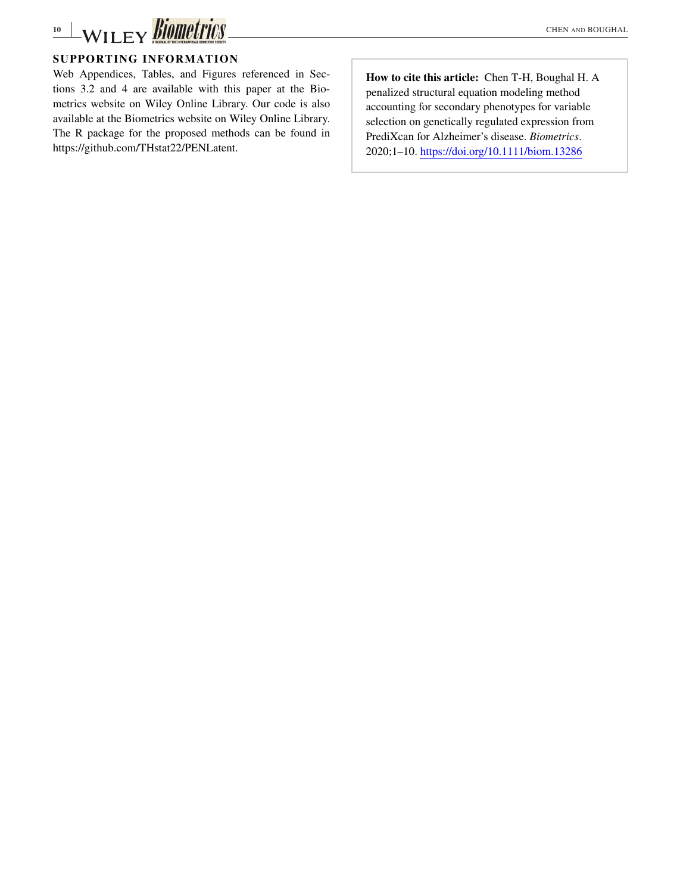## SUPPORTING INFORMATION

Web Appendices, Tables, and Figures referenced in Sections 3.2 and 4 are available with this paper at the Biometrics website on Wiley Online Library. Our code is also available at the Biometrics website on Wiley Online Library. The R package for the proposed methods can be found in https://github.com/THstat22/PENLatent.

**How to cite this article:** Chen T-H, Boughal H. A penalized structural equation modeling method accounting for secondary phenotypes for variable selection on genetically regulated expression from PrediXcan for Alzheimer's disease. *Biometrics*. 2020;1–10. https://doi.org/10.1111/biom.13286